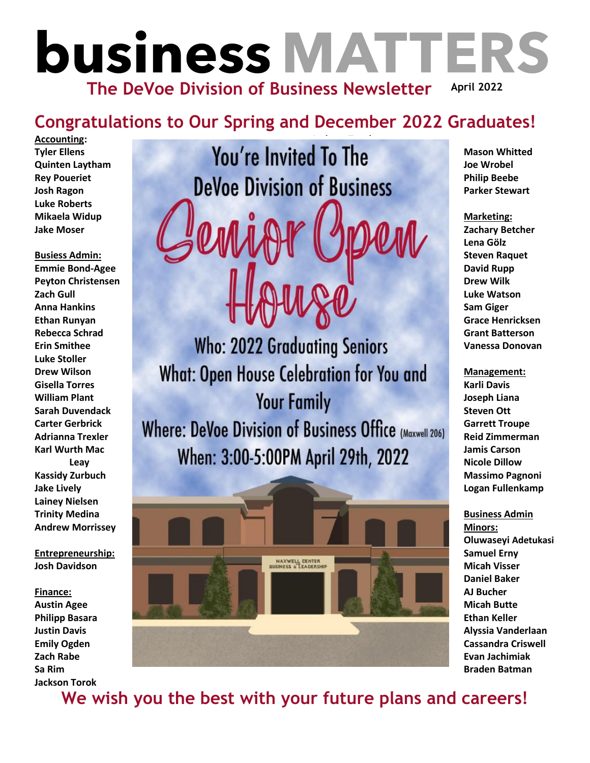# business MATTERS

## The DeVoe Division of Business Newsletter

April 2022

## Congratulations to Our Spring and December 2022 Graduates!

**Accounting:**
**Tyler Ellens**
**Quinten Laytham**
**Rey Poueriet**
**Josh Ragon**
**Luke Roberts**
**Mikaela Widup**
**Jake Moser**

**Busiess Admin:**
**Emmie Bond-Agee**
**Peyton Christensen**
**Zach Gull**
**Anna Hankins**
**Ethan Runyan**
**Rebecca Schrad**
**Erin Smithee**
**Luke Stoller**
**Drew Wilson**
**Gisella Torres**
**William Plant**
**Sarah Duvendack**
**Carter Gerbrick**
**Adrianna Trexler**
**Karl Wurth Mac Leay**
**Kassidy Zurbuch**
**Jake Lively**
**Lainey Nielsen**
**Trinity Medina**
**Andrew Morrissey**

**Entrepreneurship:**
**Josh Davidson**

**Finance:**
**Austin Agee**
**Philipp Basara**
**Justin Davis**
**Emily Ogden**
**Zach Rabe**
**Sa Rim**
**Jackson Torok**
**Mason Whitted**
**Joe Wrobel**
**Philip Beebe**
**Parker Stewart**

**Marketing:**
**Zachary Betcher**
**Lena Gölz**
**Steven Raquet**
**David Rupp**
**Drew Wilk**
**Luke Watson**
**Sam Giger**
**Grace Henricksen**
**Grant Batterson**
**Vanessa Donovan**

**Management:**
**Karli Davis**
**Joseph Liana**
**Steven Ott**
**Garrett Troupe**
**Reid Zimmerman**
**Jamis Carson**
**Nicole Dillow**
**Massimo Pagnoni**
**Logan Fullenkamp**

**Business Admin Minors:**
**Oluwaseyi Adetukasi**
**Samuel Erny**
**Micah Visser**
**Daniel Baker**
**AJ Bucher**
**Micah Butte**
**Ethan Keller**
**Alyssia Vanderlaan**
**Cassandra Criswell**
**Evan Jachimiak**
**Braden Batman**

You're Invited To The DeVoe Division of Business

# Senior Open House

Who: 2022 Graduating Seniors

What: Open House Celebration for You and Your Family

Where: DeVoe Division of Business Office (Maxwell 206)

When: 3:00-5:00PM April 29th, 2022

## We wish you the best with your future plans and careers!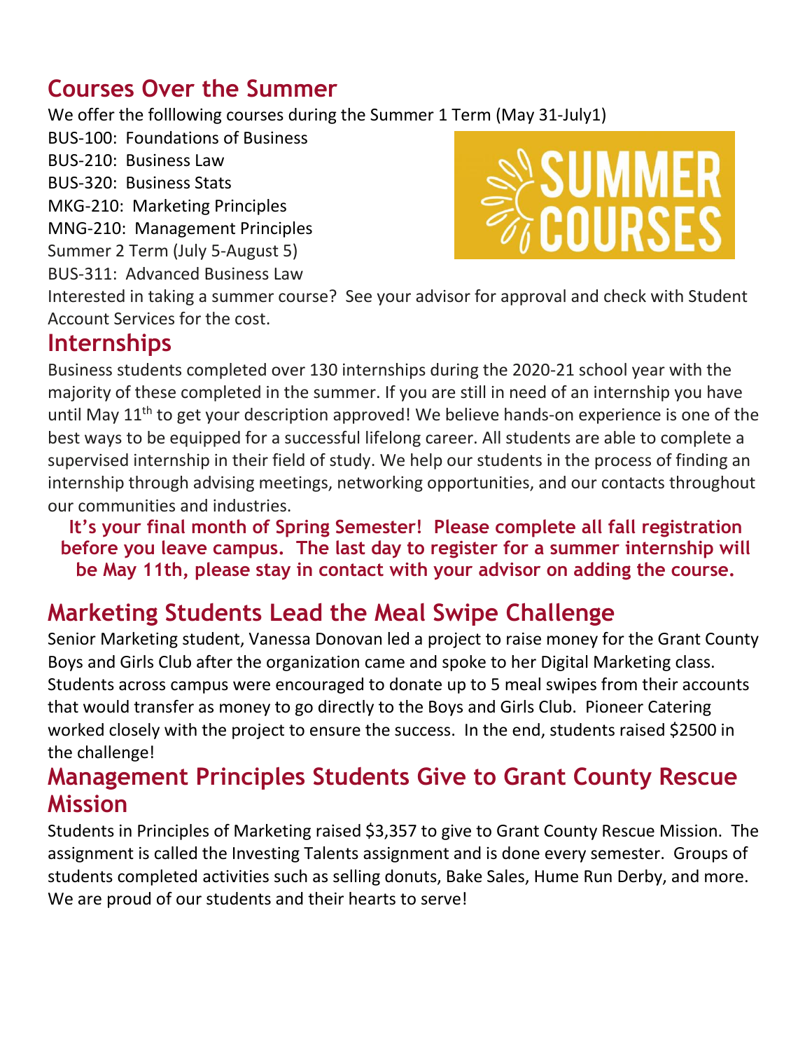## Courses Over the Summer

We offer the folllowing courses during the Summer 1 Term (May 31-July1)

BUS-100: Foundations of Business
BUS-210: Business Law
BUS-320: Business Stats
MKG-210: Marketing Principles
MNG-210: Management Principles
Summer 2 Term (July 5-August 5)
BUS-311: Advanced Business Law

Interested in taking a summer course? See your advisor for approval and check with Student Account Services for the cost.

## Internships

Business students completed over 130 internships during the 2020-21 school year with the majority of these completed in the summer. If you are still in need of an internship you have until May 11th to get your description approved! We believe hands-on experience is one of the best ways to be equipped for a successful lifelong career. All students are able to complete a supervised internship in their field of study. We help our students in the process of finding an internship through advising meetings, networking opportunities, and our contacts throughout our communities and industries.

**It's your final month of Spring Semester! Please complete all fall registration before you leave campus. The last day to register for a summer internship will be May 11th, please stay in contact with your advisor on adding the course.**

## Marketing Students Lead the Meal Swipe Challenge

Senior Marketing student, Vanessa Donovan led a project to raise money for the Grant County Boys and Girls Club after the organization came and spoke to her Digital Marketing class. Students across campus were encouraged to donate up to 5 meal swipes from their accounts that would transfer as money to go directly to the Boys and Girls Club. Pioneer Catering worked closely with the project to ensure the success. In the end, students raised $2500 in the challenge!

## Management Principles Students Give to Grant County Rescue Mission

Students in Principles of Marketing raised $3,357 to give to Grant County Rescue Mission. The assignment is called the Investing Talents assignment and is done every semester. Groups of students completed activities such as selling donuts, Bake Sales, Hume Run Derby, and more. We are proud of our students and their hearts to serve!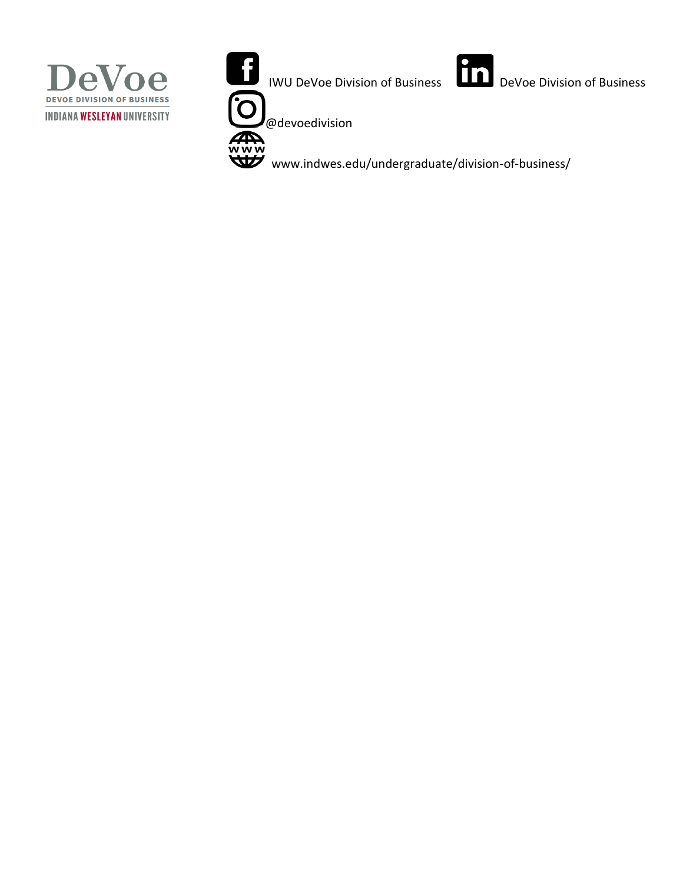DeVoe

DEVOE DIVISION OF BUSINESS

INDIANA WESLEYAN UNIVERSITY

IWU DeVoe Division of Business

DeVoe Division of Business

@devoedivision

www.indwes.edu/undergraduate/division-of-business/